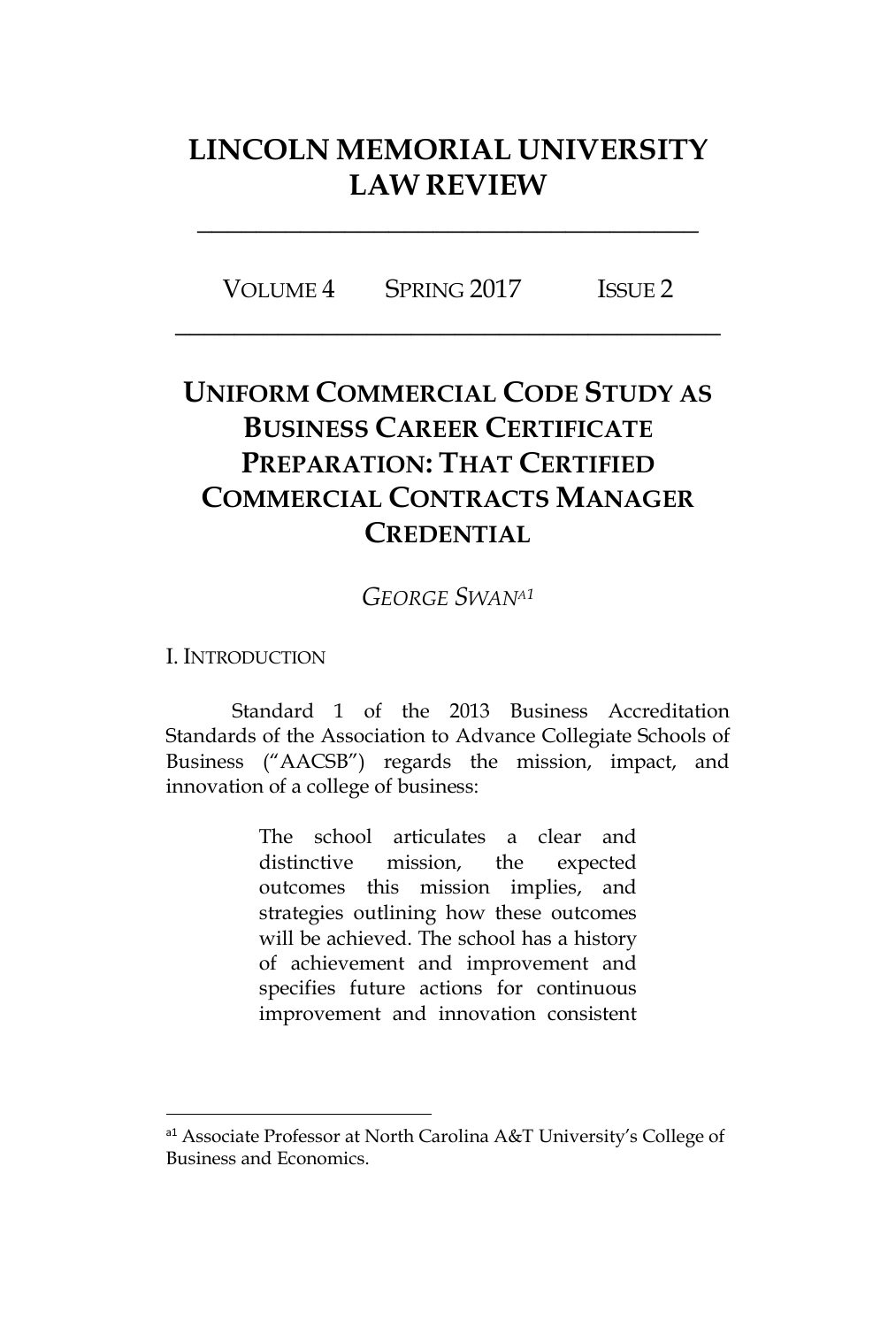# LINCOLN MEMORIAL UNIVERSITY LAW REVIEW

VOLUME 4 SPRING 2017 ISSUE 2

## UNIFORM COMMERCIAL CODE STUDY AS BUSINESS CAREER CERTIFICATE PREPARATION: THAT CERTIFIED COMMERCIAL CONTRACTS MANAGER CREDENTIAL

*GEORGE SWAN*[a1]

### I. INTRODUCTION

Standard 1 of the 2013 Business Accreditation Standards of the Association to Advance Collegiate Schools of Business ("AACSB") regards the mission, impact, and innovation of a college of business:

> The school articulates a clear and distinctive mission, the expected outcomes this mission implies, and strategies outlining how these outcomes will be achieved. The school has a history of achievement and improvement and specifies future actions for continuous improvement and innovation consistent

---

[a1] Associate Professor at North Carolina A&T University's College of Business and Economics.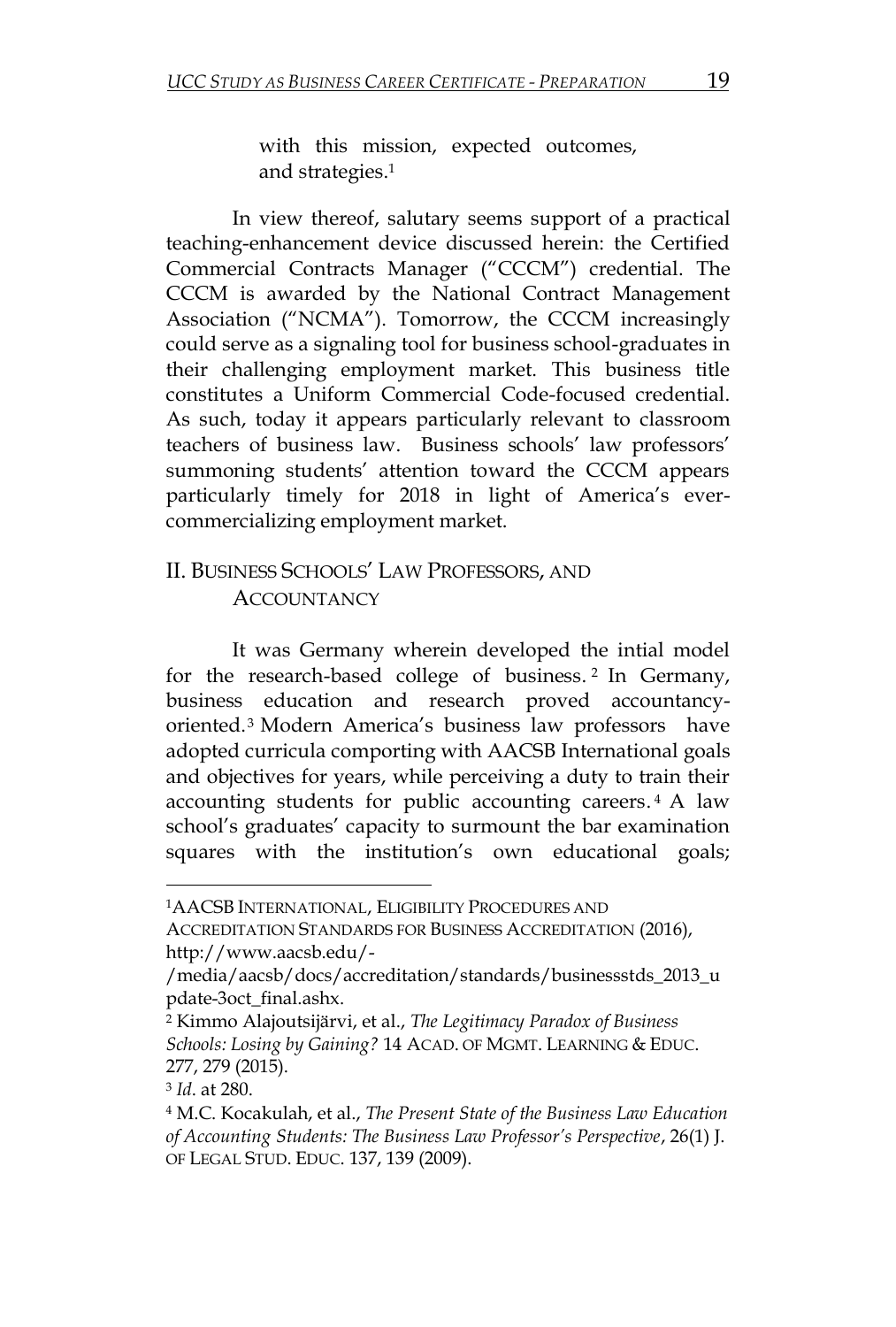with this mission, expected outcomes, and strategies.[1]

In view thereof, salutary seems support of a practical teaching-enhancement device discussed herein: the Certified Commercial Contracts Manager ("CCCM") credential. The CCCM is awarded by the National Contract Management Association ("NCMA"). Tomorrow, the CCCM increasingly could serve as a signaling tool for business school-graduates in their challenging employment market. This business title constitutes a Uniform Commercial Code-focused credential. As such, today it appears particularly relevant to classroom teachers of business law. Business schools' law professors' summoning students' attention toward the CCCM appears particularly timely for 2018 in light of America's ever-commercializing employment market.

## II. Business Schools' Law Professors, and Accountancy

It was Germany wherein developed the intial model for the research-based college of business.[2] In Germany, business education and research proved accountancy-oriented.[3] Modern America's business law professors have adopted curricula comporting with AACSB International goals and objectives for years, while perceiving a duty to train their accounting students for public accounting careers.[4] A law school's graduates' capacity to surmount the bar examination squares with the institution's own educational goals;

---

[1] AACSB International, Eligibility Procedures and Accreditation Standards for Business Accreditation (2016), http://www.aacsb.edu/-/media/aacsb/docs/accreditation/standards/businessstds_2013_update-3oct_final.ashx.

[2] Kimmo Alajoutsijärvi, et al., *The Legitimacy Paradox of Business Schools: Losing by Gaining?* 14 Acad. of Mgmt. Learning & Educ. 277, 279 (2015).

[3] *Id*. at 280.

[4] M.C. Kocakulah, et al., *The Present State of the Business Law Education of Accounting Students: The Business Law Professor's Perspective*, 26(1) J. of Legal Stud. Educ. 137, 139 (2009).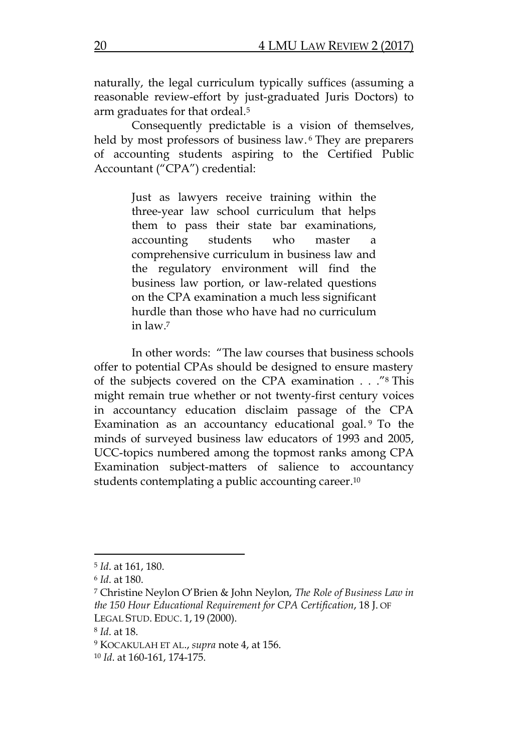naturally, the legal curriculum typically suffices (assuming a reasonable review-effort by just-graduated Juris Doctors) to arm graduates for that ordeal.[5]

Consequently predictable is a vision of themselves, held by most professors of business law.[6] They are preparers of accounting students aspiring to the Certified Public Accountant ("CPA") credential:

> Just as lawyers receive training within the three-year law school curriculum that helps them to pass their state bar examinations, accounting students who master a comprehensive curriculum in business law and the regulatory environment will find the business law portion, or law-related questions on the CPA examination a much less significant hurdle than those who have had no curriculum in law.[7]

In other words: "The law courses that business schools offer to potential CPAs should be designed to ensure mastery of the subjects covered on the CPA examination . . ."[8] This might remain true whether or not twenty-first century voices in accountancy education disclaim passage of the CPA Examination as an accountancy educational goal.[9] To the minds of surveyed business law educators of 1993 and 2005, UCC-topics numbered among the topmost ranks among CPA Examination subject-matters of salience to accountancy students contemplating a public accounting career.[10]

---

[5] *Id*. at 161, 180.

[6] *Id*. at 180.

[7] Christine Neylon O'Brien & John Neylon, *The Role of Business Law in the 150 Hour Educational Requirement for CPA Certification*, 18 J. OF LEGAL STUD. EDUC. 1, 19 (2000).

[8] *Id*. at 18.

[9] KOCAKULAH ET AL., *supra* note 4, at 156.

[10] *Id*. at 160-161, 174-175.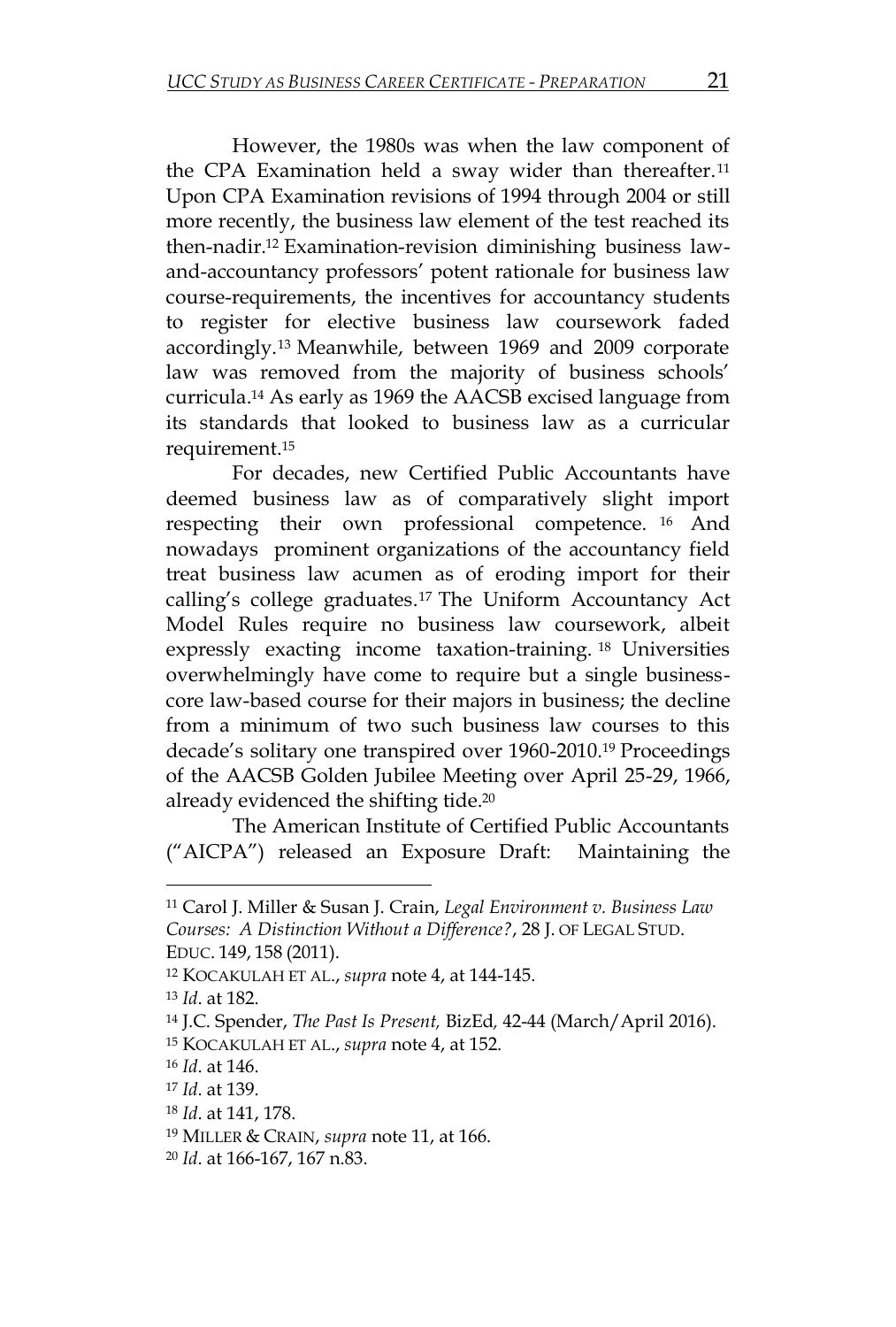However, the 1980s was when the law component of the CPA Examination held a sway wider than thereafter.[11] Upon CPA Examination revisions of 1994 through 2004 or still more recently, the business law element of the test reached its then-nadir.[12] Examination-revision diminishing business law-and-accountancy professors' potent rationale for business law course-requirements, the incentives for accountancy students to register for elective business law coursework faded accordingly.[13] Meanwhile, between 1969 and 2009 corporate law was removed from the majority of business schools' curricula.[14] As early as 1969 the AACSB excised language from its standards that looked to business law as a curricular requirement.[15]

For decades, new Certified Public Accountants have deemed business law as of comparatively slight import respecting their own professional competence.[16] And nowadays prominent organizations of the accountancy field treat business law acumen as of eroding import for their calling's college graduates.[17] The Uniform Accountancy Act Model Rules require no business law coursework, albeit expressly exacting income taxation-training.[18] Universities overwhelmingly have come to require but a single business-core law-based course for their majors in business; the decline from a minimum of two such business law courses to this decade's solitary one transpired over 1960-2010.[19] Proceedings of the AACSB Golden Jubilee Meeting over April 25-29, 1966, already evidenced the shifting tide.[20]

The American Institute of Certified Public Accountants ("AICPA") released an Exposure Draft: Maintaining the

---

[11] Carol J. Miller & Susan J. Crain, *Legal Environment v. Business Law Courses: A Distinction Without a Difference?*, 28 J. OF LEGAL STUD. EDUC. 149, 158 (2011).

[12] KOCAKULAH ET AL., *supra* note 4, at 144-145.

[13] *Id*. at 182.

[14] J.C. Spender, *The Past Is Present,* BizEd, 42-44 (March/April 2016).

[15] KOCAKULAH ET AL., *supra* note 4, at 152.

[16] *Id*. at 146.

[17] *Id*. at 139.

[18] *Id*. at 141, 178.

[19] MILLER & CRAIN, *supra* note 11, at 166.

[20] *Id*. at 166-167, 167 n.83.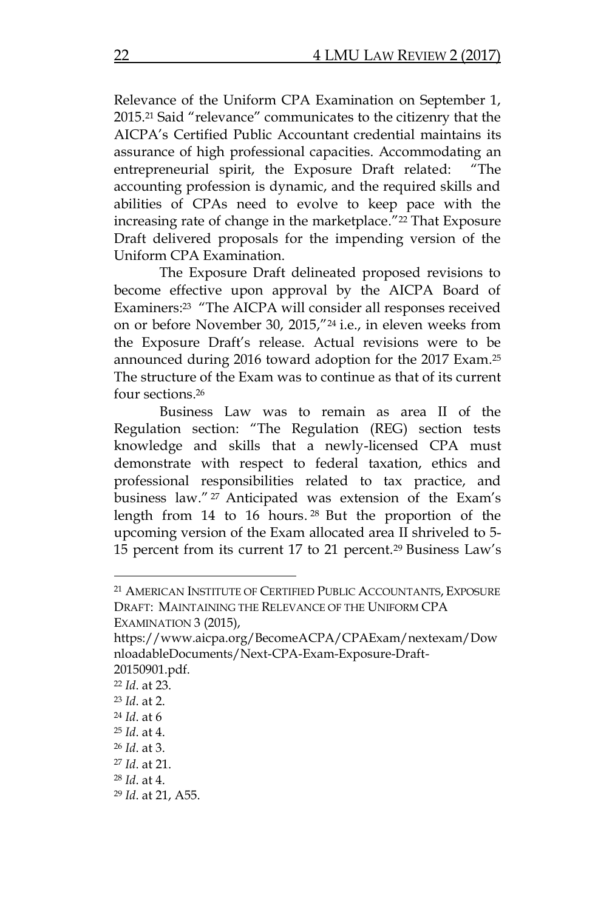Relevance of the Uniform CPA Examination on September 1, 2015.[21] Said "relevance" communicates to the citizenry that the AICPA's Certified Public Accountant credential maintains its assurance of high professional capacities. Accommodating an entrepreneurial spirit, the Exposure Draft related: "The accounting profession is dynamic, and the required skills and abilities of CPAs need to evolve to keep pace with the increasing rate of change in the marketplace."[22] That Exposure Draft delivered proposals for the impending version of the Uniform CPA Examination.

The Exposure Draft delineated proposed revisions to become effective upon approval by the AICPA Board of Examiners:[23] "The AICPA will consider all responses received on or before November 30, 2015,"[24] i.e., in eleven weeks from the Exposure Draft's release. Actual revisions were to be announced during 2016 toward adoption for the 2017 Exam.[25] The structure of the Exam was to continue as that of its current four sections.[26]

Business Law was to remain as area II of the Regulation section: "The Regulation (REG) section tests knowledge and skills that a newly-licensed CPA must demonstrate with respect to federal taxation, ethics and professional responsibilities related to tax practice, and business law."[27] Anticipated was extension of the Exam's length from 14 to 16 hours.[28] But the proportion of the upcoming version of the Exam allocated area II shriveled to 5-15 percent from its current 17 to 21 percent.[29] Business Law's

---

[21] AMERICAN INSTITUTE OF CERTIFIED PUBLIC ACCOUNTANTS, EXPOSURE DRAFT: MAINTAINING THE RELEVANCE OF THE UNIFORM CPA EXAMINATION 3 (2015), https://www.aicpa.org/BecomeACPA/CPAExam/nextexam/DownloadableDocuments/Next-CPA-Exam-Exposure-Draft-20150901.pdf.

[22] *Id*. at 23.

[23] *Id*. at 2.

[24] *Id*. at 6

[25] *Id*. at 4.

[26] *Id*. at 3.

[27] *Id*. at 21.

[28] *Id*. at 4.

[29] *Id*. at 21, A55.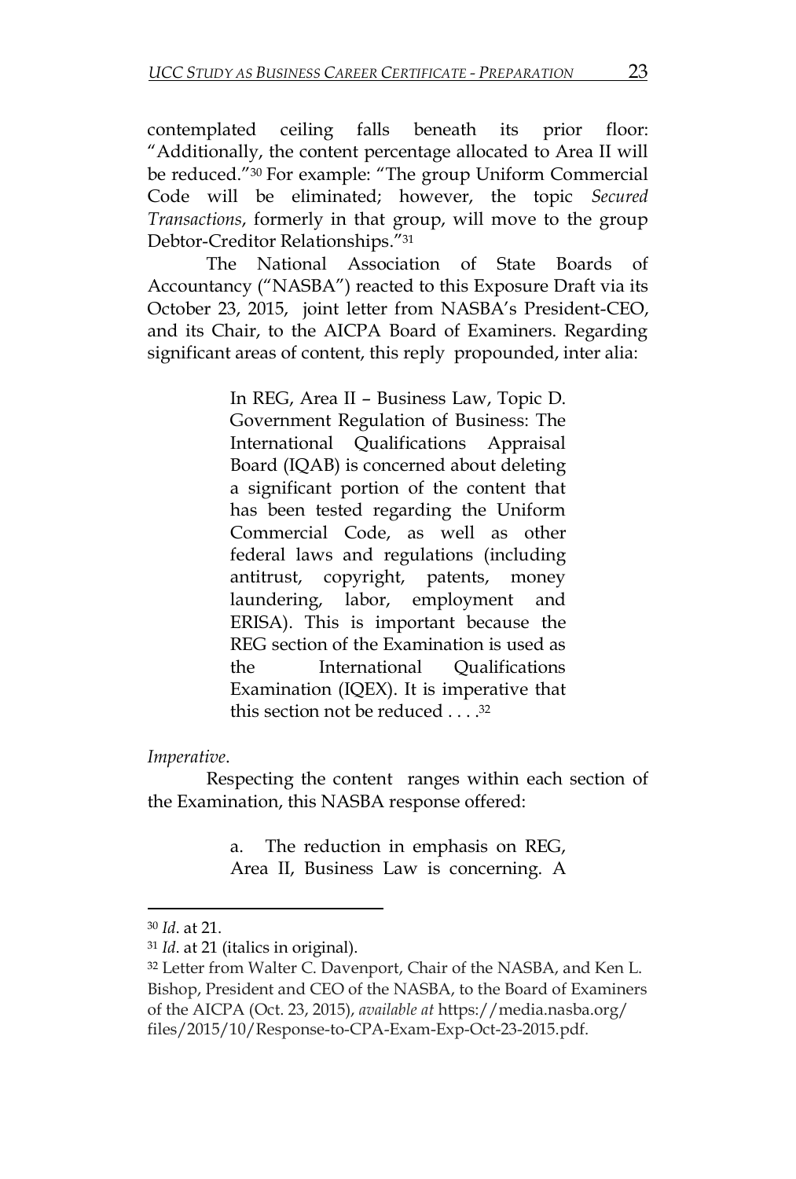contemplated ceiling falls beneath its prior floor: "Additionally, the content percentage allocated to Area II will be reduced."[30] For example: "The group Uniform Commercial Code will be eliminated; however, the topic *Secured Transactions*, formerly in that group, will move to the group Debtor-Creditor Relationships."[31]

The National Association of State Boards of Accountancy ("NASBA") reacted to this Exposure Draft via its October 23, 2015, joint letter from NASBA's President-CEO, and its Chair, to the AICPA Board of Examiners. Regarding significant areas of content, this reply propounded, inter alia:

> In REG, Area II – Business Law, Topic D. Government Regulation of Business: The International Qualifications Appraisal Board (IQAB) is concerned about deleting a significant portion of the content that has been tested regarding the Uniform Commercial Code, as well as other federal laws and regulations (including antitrust, copyright, patents, money laundering, labor, employment and ERISA). This is important because the REG section of the Examination is used as the International Qualifications Examination (IQEX). It is imperative that this section not be reduced . . . .[32]

*Imperative*.

Respecting the content ranges within each section of the Examination, this NASBA response offered:

> a. The reduction in emphasis on REG, Area II, Business Law is concerning. A

---

[30] *Id*. at 21.

[31] *Id*. at 21 (italics in original).

[32] Letter from Walter C. Davenport, Chair of the NASBA, and Ken L. Bishop, President and CEO of the NASBA, to the Board of Examiners of the AICPA (Oct. 23, 2015), *available at* https://media.nasba.org/files/2015/10/Response-to-CPA-Exam-Exp-Oct-23-2015.pdf.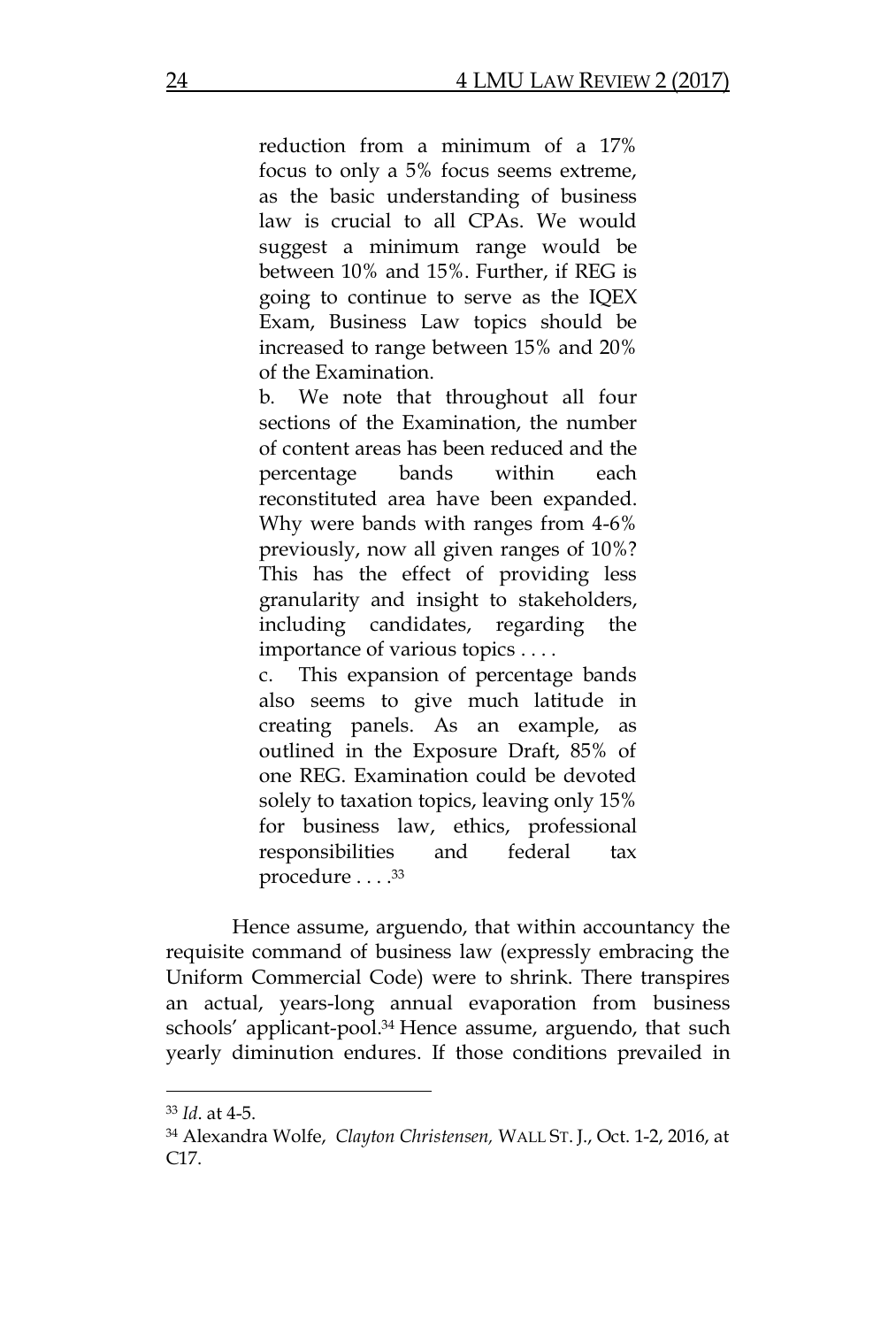> reduction from a minimum of a 17% focus to only a 5% focus seems extreme, as the basic understanding of business law is crucial to all CPAs. We would suggest a minimum range would be between 10% and 15%. Further, if REG is going to continue to serve as the IQEX Exam, Business Law topics should be increased to range between 15% and 20% of the Examination.
>
> b. We note that throughout all four sections of the Examination, the number of content areas has been reduced and the percentage bands within each reconstituted area have been expanded. Why were bands with ranges from 4-6% previously, now all given ranges of 10%? This has the effect of providing less granularity and insight to stakeholders, including candidates, regarding the importance of various topics . . . .
>
> c. This expansion of percentage bands also seems to give much latitude in creating panels. As an example, as outlined in the Exposure Draft, 85% of one REG. Examination could be devoted solely to taxation topics, leaving only 15% for business law, ethics, professional responsibilities and federal tax procedure . . . .[33]

Hence assume, arguendo, that within accountancy the requisite command of business law (expressly embracing the Uniform Commercial Code) were to shrink. There transpires an actual, years-long annual evaporation from business schools' applicant-pool.[34] Hence assume, arguendo, that such yearly diminution endures. If those conditions prevailed in

---

[33] *Id*. at 4-5.

[34] Alexandra Wolfe, *Clayton Christensen,* WALL ST. J., Oct. 1-2, 2016, at C17.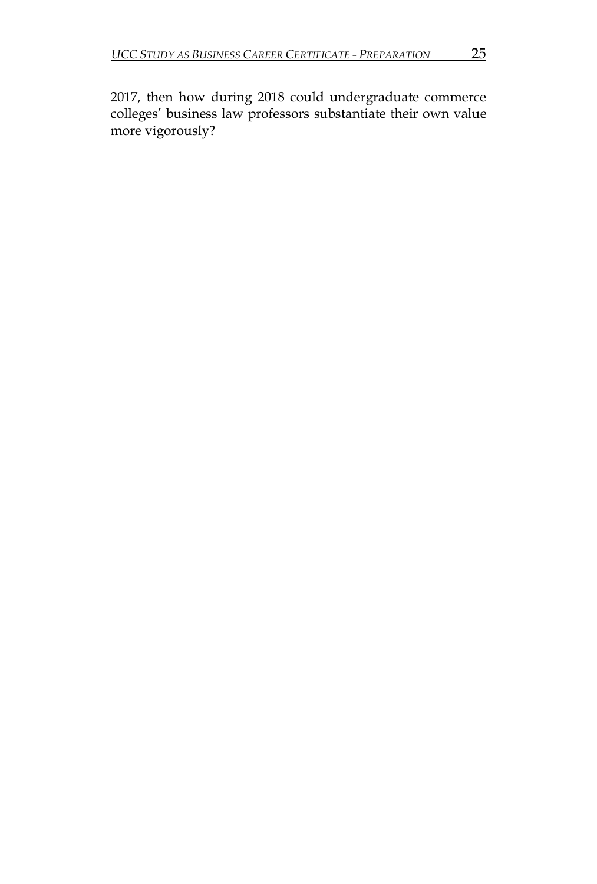2017, then how during 2018 could undergraduate commerce colleges' business law professors substantiate their own value more vigorously?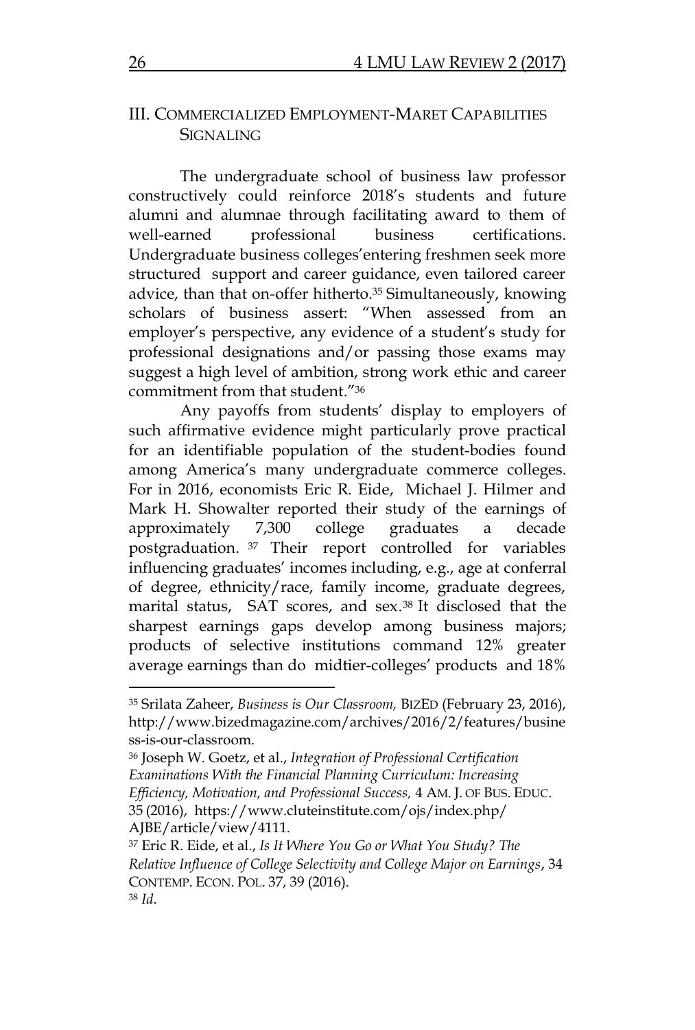## III. Commercialized Employment-Maret Capabilities Signaling

The undergraduate school of business law professor constructively could reinforce 2018's students and future alumni and alumnae through facilitating award to them of well-earned professional business certifications. Undergraduate business colleges'entering freshmen seek more structured support and career guidance, even tailored career advice, than that on-offer hitherto.[35] Simultaneously, knowing scholars of business assert: "When assessed from an employer's perspective, any evidence of a student's study for professional designations and/or passing those exams may suggest a high level of ambition, strong work ethic and career commitment from that student."[36]

Any payoffs from students' display to employers of such affirmative evidence might particularly prove practical for an identifiable population of the student-bodies found among America's many undergraduate commerce colleges. For in 2016, economists Eric R. Eide, Michael J. Hilmer and Mark H. Showalter reported their study of the earnings of approximately 7,300 college graduates a decade postgraduation.[37] Their report controlled for variables influencing graduates' incomes including, e.g., age at conferral of degree, ethnicity/race, family income, graduate degrees, marital status, SAT scores, and sex.[38] It disclosed that the sharpest earnings gaps develop among business majors; products of selective institutions command 12% greater average earnings than do midtier-colleges' products and 18%

---

[35] Srilata Zaheer, *Business is Our Classroom,* BIZED (February 23, 2016), http://www.bizedmagazine.com/archives/2016/2/features/business-is-our-classroom.

[36] Joseph W. Goetz, et al., *Integration of Professional Certification Examinations With the Financial Planning Curriculum: Increasing Efficiency, Motivation, and Professional Success,* 4 AM. J. OF BUS. EDUC. 35 (2016), https://www.cluteinstitute.com/ojs/index.php/AJBE/article/view/4111.

[37] Eric R. Eide, et al., *Is It Where You Go or What You Study? The Relative Influence of College Selectivity and College Major on Earnings*, 34 CONTEMP. ECON. POL. 37, 39 (2016).

[38] *Id*.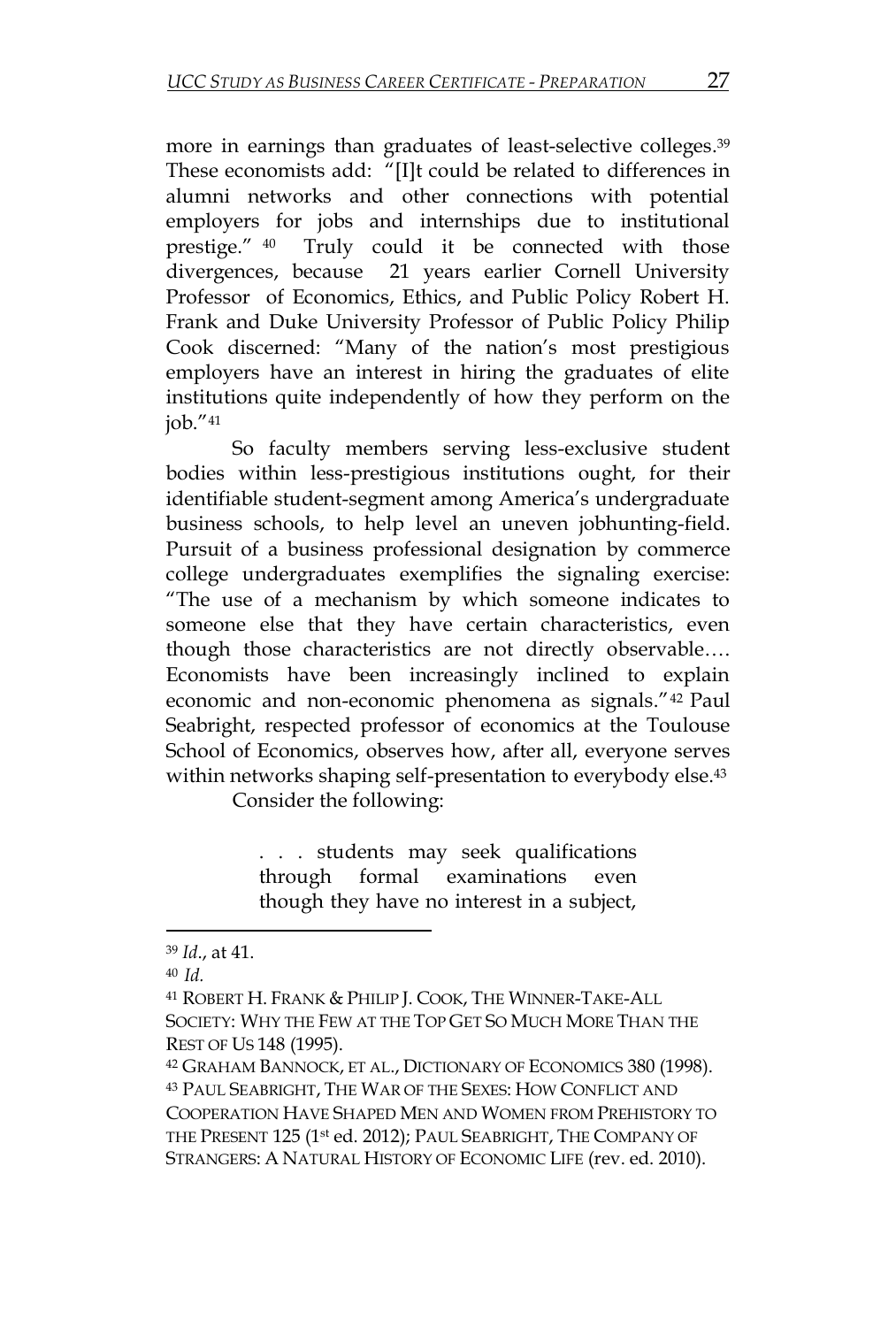more in earnings than graduates of least-selective colleges.[39] These economists add: "[I]t could be related to differences in alumni networks and other connections with potential employers for jobs and internships due to institutional prestige." [40] Truly could it be connected with those divergences, because 21 years earlier Cornell University Professor of Economics, Ethics, and Public Policy Robert H. Frank and Duke University Professor of Public Policy Philip Cook discerned: "Many of the nation's most prestigious employers have an interest in hiring the graduates of elite institutions quite independently of how they perform on the job."[41]

So faculty members serving less-exclusive student bodies within less-prestigious institutions ought, for their identifiable student-segment among America's undergraduate business schools, to help level an uneven jobhunting-field. Pursuit of a business professional designation by commerce college undergraduates exemplifies the signaling exercise: "The use of a mechanism by which someone indicates to someone else that they have certain characteristics, even though those characteristics are not directly observable…. Economists have been increasingly inclined to explain economic and non-economic phenomena as signals."[42] Paul Seabright, respected professor of economics at the Toulouse School of Economics, observes how, after all, everyone serves within networks shaping self-presentation to everybody else.[43]

Consider the following:

> . . . students may seek qualifications through formal examinations even though they have no interest in a subject,

---

[39] *Id.*, at 41.

[40] *Id.*

[41] ROBERT H. FRANK & PHILIP J. COOK, THE WINNER-TAKE-ALL SOCIETY: WHY THE FEW AT THE TOP GET SO MUCH MORE THAN THE REST OF US 148 (1995).

[42] GRAHAM BANNOCK, ET AL., DICTIONARY OF ECONOMICS 380 (1998).

[43] PAUL SEABRIGHT, THE WAR OF THE SEXES: HOW CONFLICT AND COOPERATION HAVE SHAPED MEN AND WOMEN FROM PREHISTORY TO THE PRESENT 125 (1st ed. 2012); PAUL SEABRIGHT, THE COMPANY OF STRANGERS: A NATURAL HISTORY OF ECONOMIC LIFE (rev. ed. 2010).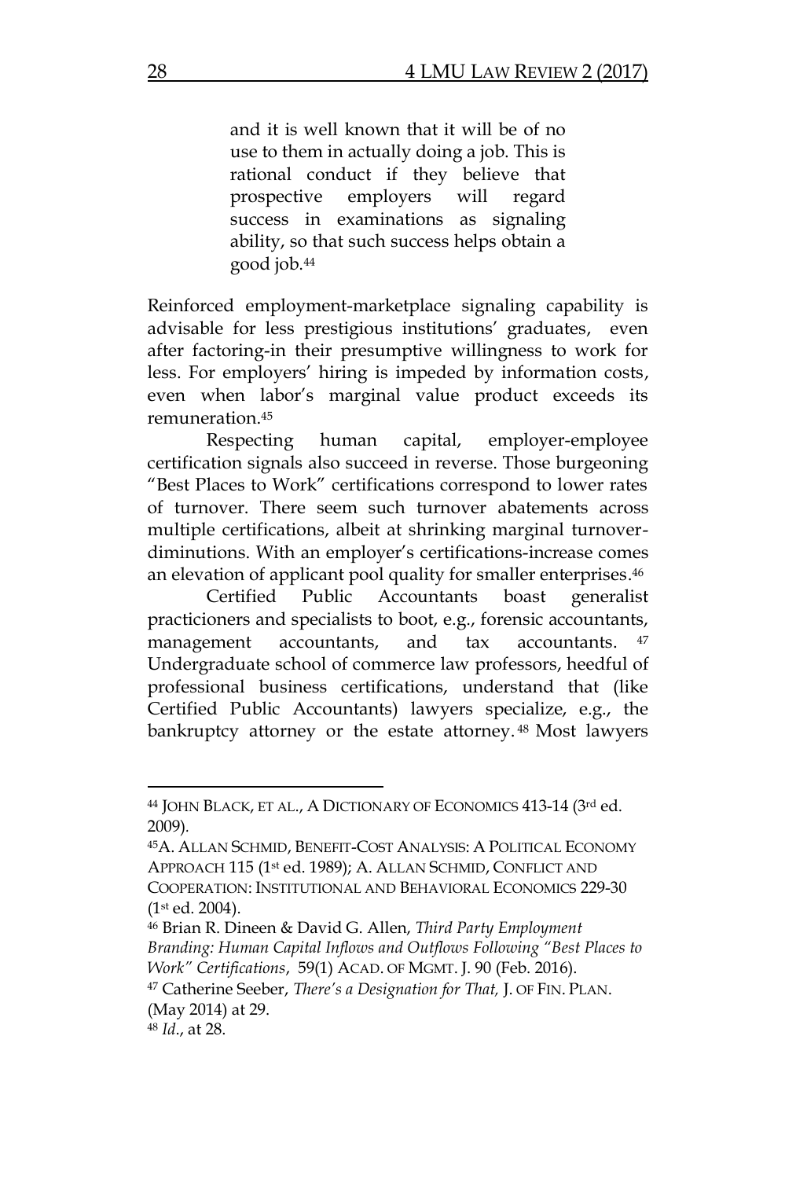> and it is well known that it will be of no use to them in actually doing a job. This is rational conduct if they believe that prospective employers will regard success in examinations as signaling ability, so that such success helps obtain a good job.[44]

Reinforced employment-marketplace signaling capability is advisable for less prestigious institutions' graduates, even after factoring-in their presumptive willingness to work for less. For employers' hiring is impeded by information costs, even when labor's marginal value product exceeds its remuneration.[45]

Respecting human capital, employer-employee certification signals also succeed in reverse. Those burgeoning "Best Places to Work" certifications correspond to lower rates of turnover. There seem such turnover abatements across multiple certifications, albeit at shrinking marginal turnover-diminutions. With an employer's certifications-increase comes an elevation of applicant pool quality for smaller enterprises.[46]

Certified Public Accountants boast generalist practicioners and specialists to boot, e.g., forensic accountants, management accountants, and tax accountants. [47] Undergraduate school of commerce law professors, heedful of professional business certifications, understand that (like Certified Public Accountants) lawyers specialize, e.g., the bankruptcy attorney or the estate attorney. [48] Most lawyers

---

[44] JOHN BLACK, ET AL., A DICTIONARY OF ECONOMICS 413-14 (3rd ed. 2009).

[45] A. ALLAN SCHMID, BENEFIT-COST ANALYSIS: A POLITICAL ECONOMY APPROACH 115 (1st ed. 1989); A. ALLAN SCHMID, CONFLICT AND COOPERATION: INSTITUTIONAL AND BEHAVIORAL ECONOMICS 229-30 (1st ed. 2004).

[46] Brian R. Dineen & David G. Allen, *Third Party Employment Branding: Human Capital Inflows and Outflows Following "Best Places to Work" Certifications*, 59(1) ACAD. OF MGMT. J. 90 (Feb. 2016).

[47] Catherine Seeber, *There's a Designation for That,* J. OF FIN. PLAN. (May 2014) at 29.

[48] *Id*., at 28.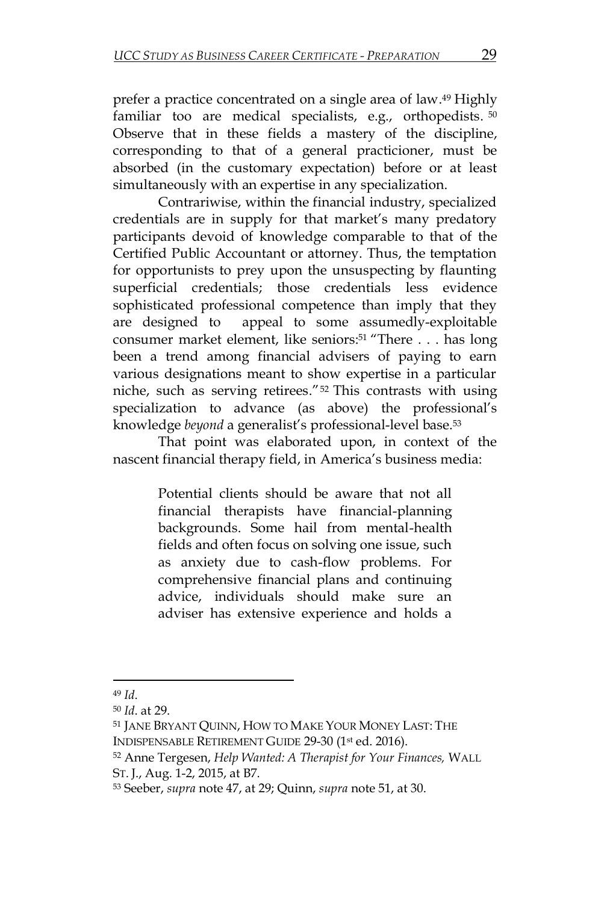prefer a practice concentrated on a single area of law.[49] Highly familiar too are medical specialists, e.g., orthopedists.[50] Observe that in these fields a mastery of the discipline, corresponding to that of a general practicioner, must be absorbed (in the customary expectation) before or at least simultaneously with an expertise in any specialization.

Contrariwise, within the financial industry, specialized credentials are in supply for that market's many predatory participants devoid of knowledge comparable to that of the Certified Public Accountant or attorney. Thus, the temptation for opportunists to prey upon the unsuspecting by flaunting superficial credentials; those credentials less evidence sophisticated professional competence than imply that they are designed to appeal to some assumedly-exploitable consumer market element, like seniors:[51] "There . . . has long been a trend among financial advisers of paying to earn various designations meant to show expertise in a particular niche, such as serving retirees."[52] This contrasts with using specialization to advance (as above) the professional's knowledge *beyond* a generalist's professional-level base.[53]

That point was elaborated upon, in context of the nascent financial therapy field, in America's business media:

> Potential clients should be aware that not all financial therapists have financial-planning backgrounds. Some hail from mental-health fields and often focus on solving one issue, such as anxiety due to cash-flow problems. For comprehensive financial plans and continuing advice, individuals should make sure an adviser has extensive experience and holds a

---

[49] *Id*.

[50] *Id*. at 29.

[51] JANE BRYANT QUINN, HOW TO MAKE YOUR MONEY LAST: THE INDISPENSABLE RETIREMENT GUIDE 29-30 (1st ed. 2016).

[52] Anne Tergesen, *Help Wanted: A Therapist for Your Finances,* WALL ST. J., Aug. 1-2, 2015, at B7.

[53] Seeber, *supra* note 47, at 29; Quinn, *supra* note 51, at 30.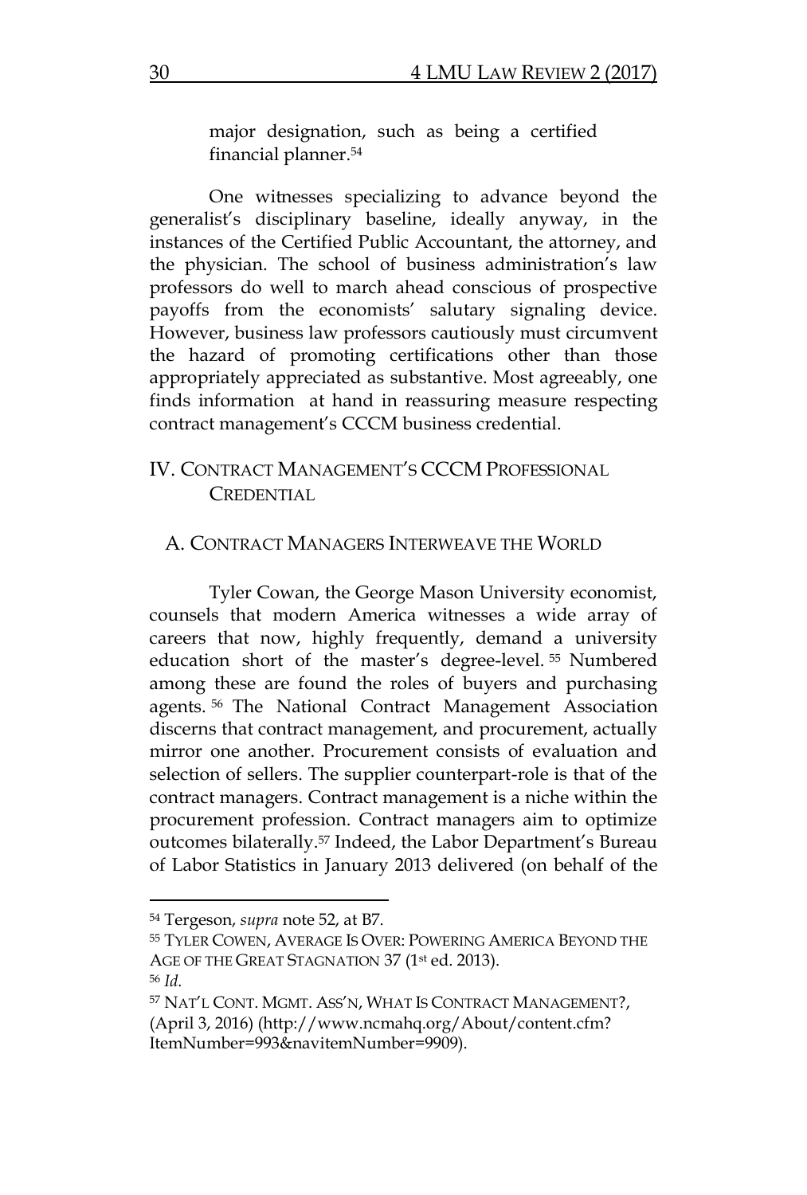major designation, such as being a certified financial planner.[54]

One witnesses specializing to advance beyond the generalist's disciplinary baseline, ideally anyway, in the instances of the Certified Public Accountant, the attorney, and the physician. The school of business administration's law professors do well to march ahead conscious of prospective payoffs from the economists' salutary signaling device. However, business law professors cautiously must circumvent the hazard of promoting certifications other than those appropriately appreciated as substantive. Most agreeably, one finds information at hand in reassuring measure respecting contract management's CCCM business credential.

## IV. CONTRACT MANAGEMENT'S CCCM PROFESSIONAL CREDENTIAL

### A. CONTRACT MANAGERS INTERWEAVE THE WORLD

Tyler Cowan, the George Mason University economist, counsels that modern America witnesses a wide array of careers that now, highly frequently, demand a university education short of the master's degree-level.[55] Numbered among these are found the roles of buyers and purchasing agents.[56] The National Contract Management Association discerns that contract management, and procurement, actually mirror one another. Procurement consists of evaluation and selection of sellers. The supplier counterpart-role is that of the contract managers. Contract management is a niche within the procurement profession. Contract managers aim to optimize outcomes bilaterally.[57] Indeed, the Labor Department's Bureau of Labor Statistics in January 2013 delivered (on behalf of the

---

[54] Tergeson, *supra* note 52, at B7.

[55] TYLER COWEN, AVERAGE IS OVER: POWERING AMERICA BEYOND THE AGE OF THE GREAT STAGNATION 37 (1st ed. 2013).

[56] *Id.*

[57] NAT'L CONT. MGMT. ASS'N, WHAT IS CONTRACT MANAGEMENT?, (April 3, 2016) (http://www.ncmahq.org/About/content.cfm?ItemNumber=993&navitemNumber=9909).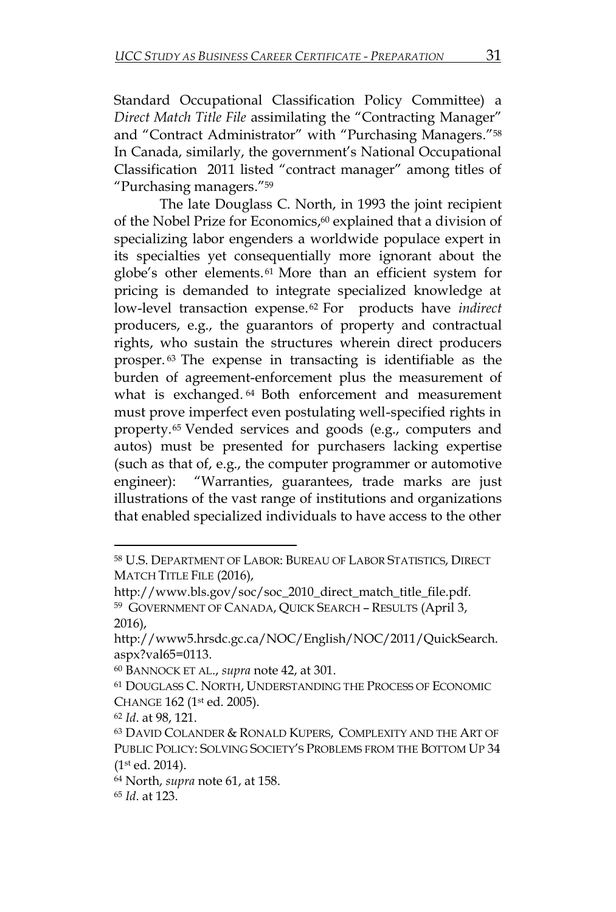Standard Occupational Classification Policy Committee) a *Direct Match Title File* assimilating the "Contracting Manager" and "Contract Administrator" with "Purchasing Managers."[58] In Canada, similarly, the government's National Occupational Classification 2011 listed "contract manager" among titles of "Purchasing managers."[59]

The late Douglass C. North, in 1993 the joint recipient of the Nobel Prize for Economics,[60] explained that a division of specializing labor engenders a worldwide populace expert in its specialties yet consequentially more ignorant about the globe's other elements.[61] More than an efficient system for pricing is demanded to integrate specialized knowledge at low-level transaction expense.[62] For products have *indirect* producers, e.g., the guarantors of property and contractual rights, who sustain the structures wherein direct producers prosper.[63] The expense in transacting is identifiable as the burden of agreement-enforcement plus the measurement of what is exchanged.[64] Both enforcement and measurement must prove imperfect even postulating well-specified rights in property.[65] Vended services and goods (e.g., computers and autos) must be presented for purchasers lacking expertise (such as that of, e.g., the computer programmer or automotive engineer): "Warranties, guarantees, trade marks are just illustrations of the vast range of institutions and organizations that enabled specialized individuals to have access to the other

---

[58] U.S. DEPARTMENT OF LABOR: BUREAU OF LABOR STATISTICS, DIRECT MATCH TITLE FILE (2016), http://www.bls.gov/soc/soc_2010_direct_match_title_file.pdf.

[59] GOVERNMENT OF CANADA, QUICK SEARCH – RESULTS (April 3, 2016), http://www5.hrsdc.gc.ca/NOC/English/NOC/2011/QuickSearch.aspx?val65=0113.

[60] BANNOCK ET AL., *supra* note 42, at 301.

[61] DOUGLASS C. NORTH, UNDERSTANDING THE PROCESS OF ECONOMIC CHANGE 162 (1st ed. 2005).

[62] *Id*. at 98, 121.

[63] DAVID COLANDER & RONALD KUPERS, COMPLEXITY AND THE ART OF PUBLIC POLICY: SOLVING SOCIETY'S PROBLEMS FROM THE BOTTOM UP 34 (1st ed. 2014).

[64] North, *supra* note 61, at 158.

[65] *Id*. at 123.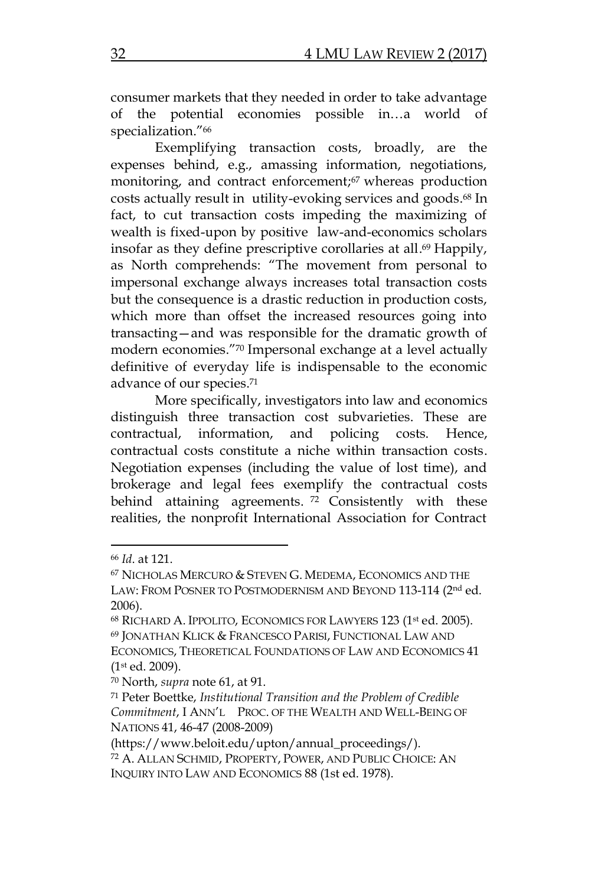consumer markets that they needed in order to take advantage of the potential economies possible in…a world of specialization."[66]

Exemplifying transaction costs, broadly, are the expenses behind, e.g., amassing information, negotiations, monitoring, and contract enforcement;[67] whereas production costs actually result in utility-evoking services and goods.[68] In fact, to cut transaction costs impeding the maximizing of wealth is fixed-upon by positive law-and-economics scholars insofar as they define prescriptive corollaries at all.[69] Happily, as North comprehends: "The movement from personal to impersonal exchange always increases total transaction costs but the consequence is a drastic reduction in production costs, which more than offset the increased resources going into transacting—and was responsible for the dramatic growth of modern economies."[70] Impersonal exchange at a level actually definitive of everyday life is indispensable to the economic advance of our species.[71]

More specifically, investigators into law and economics distinguish three transaction cost subvarieties. These are contractual, information, and policing costs. Hence, contractual costs constitute a niche within transaction costs. Negotiation expenses (including the value of lost time), and brokerage and legal fees exemplify the contractual costs behind attaining agreements.[72] Consistently with these realities, the nonprofit International Association for Contract

---

[66] *Id*. at 121.

[67] NICHOLAS MERCURO & STEVEN G. MEDEMA, ECONOMICS AND THE LAW: FROM POSNER TO POSTMODERNISM AND BEYOND 113-114 (2nd ed. 2006).

[68] RICHARD A. IPPOLITO, ECONOMICS FOR LAWYERS 123 (1st ed. 2005).

[69] JONATHAN KLICK & FRANCESCO PARISI, FUNCTIONAL LAW AND ECONOMICS, THEORETICAL FOUNDATIONS OF LAW AND ECONOMICS 41 (1st ed. 2009).

[70] North, *supra* note 61, at 91.

[71] Peter Boettke, *Institutional Transition and the Problem of Credible Commitment*, I ANN'L PROC. OF THE WEALTH AND WELL-BEING OF NATIONS 41, 46-47 (2008-2009) (https://www.beloit.edu/upton/annual_proceedings/).

[72] A. ALLAN SCHMID, PROPERTY, POWER, AND PUBLIC CHOICE: AN INQUIRY INTO LAW AND ECONOMICS 88 (1st ed. 1978).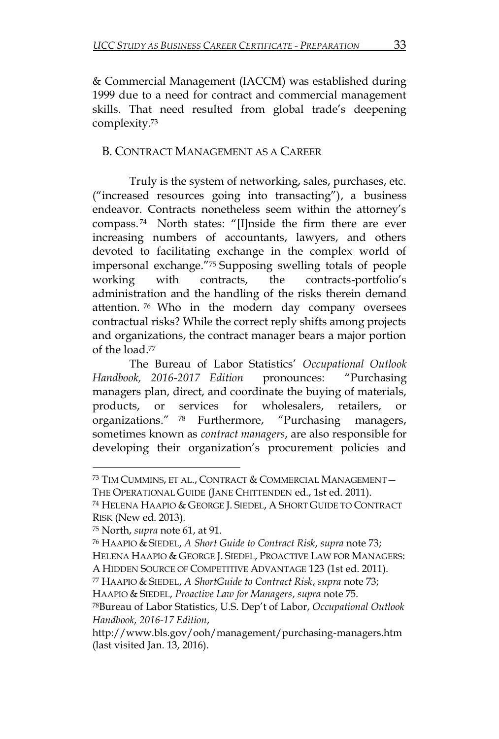& Commercial Management (IACCM) was established during 1999 due to a need for contract and commercial management skills. That need resulted from global trade's deepening complexity.[73]

## B. Contract Management as a Career

Truly is the system of networking, sales, purchases, etc. ("increased resources going into transacting"), a business endeavor. Contracts nonetheless seem within the attorney's compass.[74] North states: "[I]nside the firm there are ever increasing numbers of accountants, lawyers, and others devoted to facilitating exchange in the complex world of impersonal exchange."[75] Supposing swelling totals of people working with contracts, the contracts-portfolio's administration and the handling of the risks therein demand attention.[76] Who in the modern day company oversees contractual risks? While the correct reply shifts among projects and organizations, the contract manager bears a major portion of the load.[77]

The Bureau of Labor Statistics' *Occupational Outlook Handbook, 2016-2017 Edition* pronounces: "Purchasing managers plan, direct, and coordinate the buying of materials, products, or services for wholesalers, retailers, or organizations."[78] Furthermore, "Purchasing managers, sometimes known as *contract managers*, are also responsible for developing their organization's procurement policies and

---

[73] Tim Cummins, et al., Contract & Commercial Management—The Operational Guide (Jane Chittenden ed., 1st ed. 2011).

[74] Helena Haapio & George J. Siedel, A Short Guide to Contract Risk (New ed. 2013).

[75] North, *supra* note 61, at 91.

[76] Haapio & Siedel, *A Short Guide to Contract Risk*, *supra* note 73; Helena Haapio & George J. Siedel, Proactive Law for Managers: A Hidden Source of Competitive Advantage 123 (1st ed. 2011).

[77] Haapio & Siedel, *A ShortGuide to Contract Risk*, *supra* note 73; Haapio & Siedel, *Proactive Law for Managers*, *supra* note 75.

[78] Bureau of Labor Statistics, U.S. Dep't of Labor, *Occupational Outlook Handbook, 2016-17 Edition*, http://www.bls.gov/ooh/management/purchasing-managers.htm (last visited Jan. 13, 2016).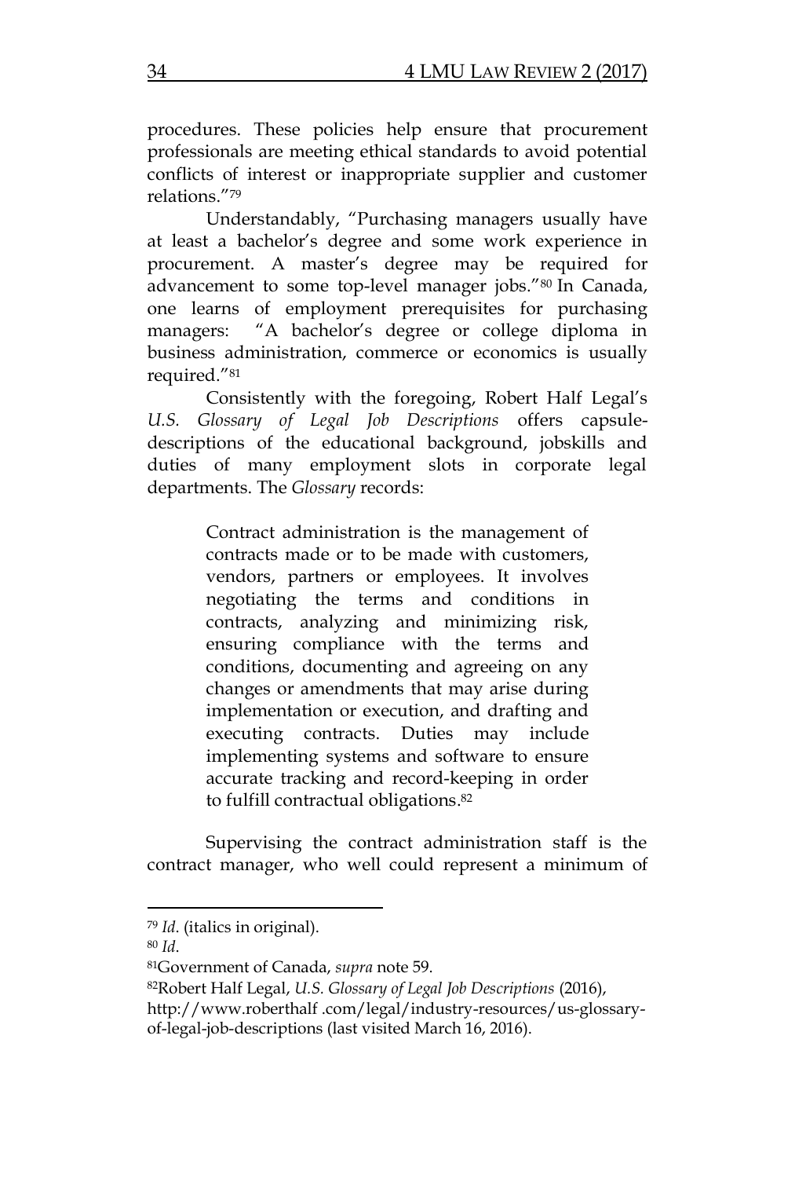procedures. These policies help ensure that procurement professionals are meeting ethical standards to avoid potential conflicts of interest or inappropriate supplier and customer relations."[79]

Understandably, "Purchasing managers usually have at least a bachelor's degree and some work experience in procurement. A master's degree may be required for advancement to some top-level manager jobs."[80] In Canada, one learns of employment prerequisites for purchasing managers: "A bachelor's degree or college diploma in business administration, commerce or economics is usually required."[81]

Consistently with the foregoing, Robert Half Legal's *U.S. Glossary of Legal Job Descriptions* offers capsule-descriptions of the educational background, jobskills and duties of many employment slots in corporate legal departments. The *Glossary* records:

> Contract administration is the management of contracts made or to be made with customers, vendors, partners or employees. It involves negotiating the terms and conditions in contracts, analyzing and minimizing risk, ensuring compliance with the terms and conditions, documenting and agreeing on any changes or amendments that may arise during implementation or execution, and drafting and executing contracts. Duties may include implementing systems and software to ensure accurate tracking and record-keeping in order to fulfill contractual obligations.[82]

Supervising the contract administration staff is the contract manager, who well could represent a minimum of

---

[79] *Id*. (italics in original).

[80] *Id*.

[81] Government of Canada, *supra* note 59.

[82] Robert Half Legal, *U.S. Glossary of Legal Job Descriptions* (2016), http://www.roberthalf .com/legal/industry-resources/us-glossary-of-legal-job-descriptions (last visited March 16, 2016).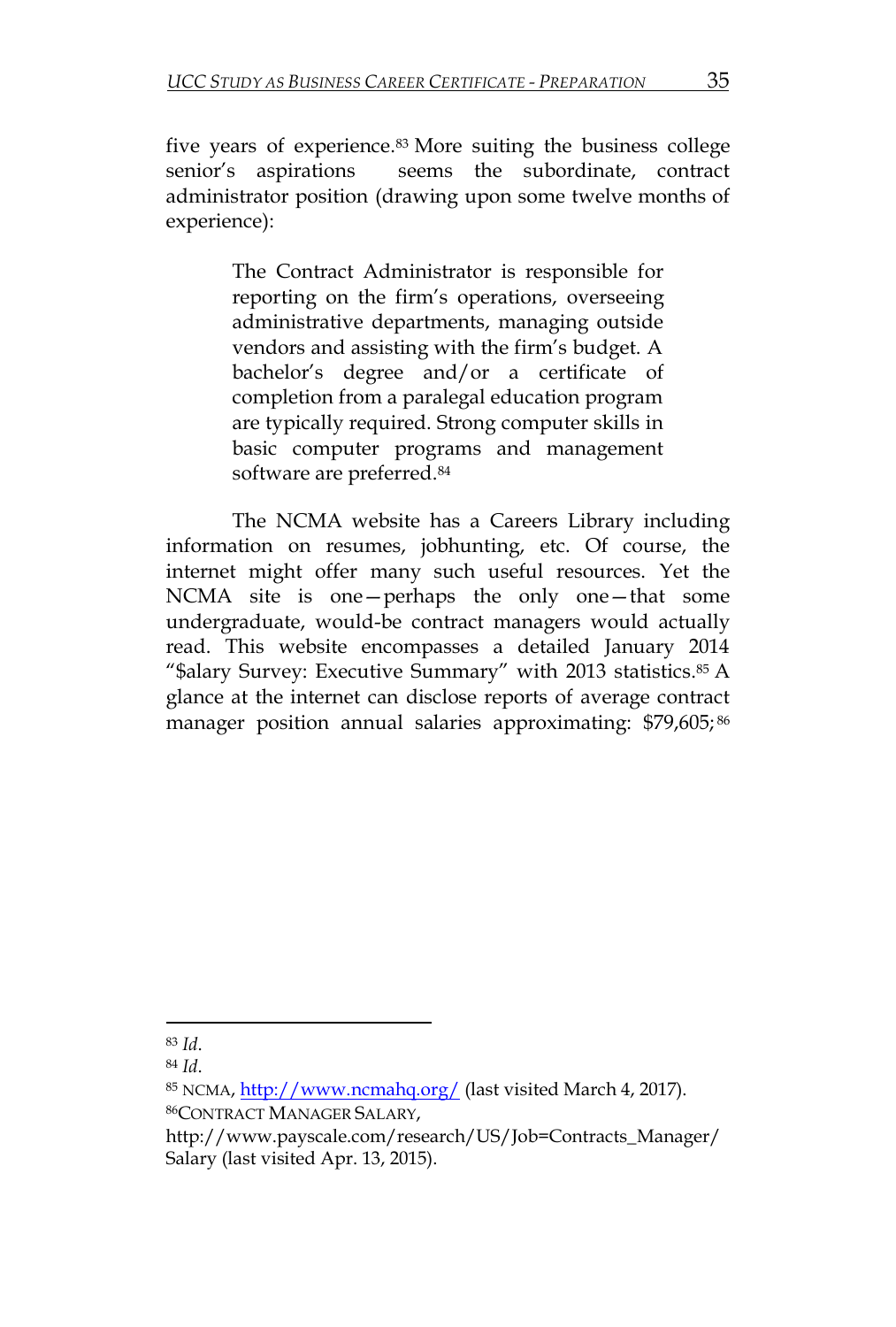five years of experience.[83] More suiting the business college senior's aspirations seems the subordinate, contract administrator position (drawing upon some twelve months of experience):

> The Contract Administrator is responsible for reporting on the firm's operations, overseeing administrative departments, managing outside vendors and assisting with the firm's budget. A bachelor's degree and/or a certificate of completion from a paralegal education program are typically required. Strong computer skills in basic computer programs and management software are preferred.[84]

The NCMA website has a Careers Library including information on resumes, jobhunting, etc. Of course, the internet might offer many such useful resources. Yet the NCMA site is one—perhaps the only one—that some undergraduate, would-be contract managers would actually read. This website encompasses a detailed January 2014 "$alary Survey: Executive Summary" with 2013 statistics.[85] A glance at the internet can disclose reports of average contract manager position annual salaries approximating: $79,605;[86]

---

[83] *Id.*

[84] *Id.*

[85] NCMA, http://www.ncmahq.org/ (last visited March 4, 2017).

[86] CONTRACT MANAGER SALARY, http://www.payscale.com/research/US/Job=Contracts_Manager/Salary (last visited Apr. 13, 2015).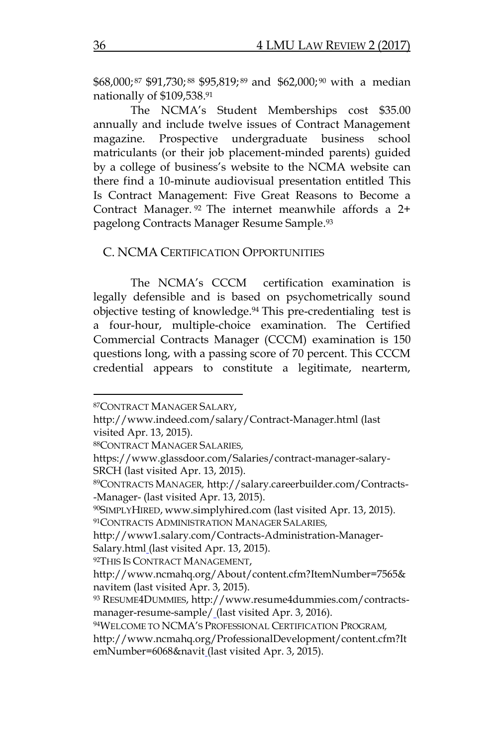$68,000;[87] $91,730;[88] $95,819;[89] and $62,000;[90] with a median nationally of $109,538.[91]

The NCMA's Student Memberships cost $35.00 annually and include twelve issues of Contract Management magazine. Prospective undergraduate business school matriculants (or their job placement-minded parents) guided by a college of business's website to the NCMA website can there find a 10-minute audiovisual presentation entitled This Is Contract Management: Five Great Reasons to Become a Contract Manager.[92] The internet meanwhile affords a 2+ pagelong Contracts Manager Resume Sample.[93]

## C. NCMA CERTIFICATION OPPORTUNITIES

The NCMA's CCCM certification examination is legally defensible and is based on psychometrically sound objective testing of knowledge.[94] This pre-credentialing test is a four-hour, multiple-choice examination. The Certified Commercial Contracts Manager (CCCM) examination is 150 questions long, with a passing score of 70 percent. This CCCM credential appears to constitute a legitimate, nearterm,

---

[87] CONTRACT MANAGER SALARY, http://www.indeed.com/salary/Contract-Manager.html (last visited Apr. 13, 2015).

[88] CONTRACT MANAGER SALARIES, https://www.glassdoor.com/Salaries/contract-manager-salary-SRCH (last visited Apr. 13, 2015).

[89] CONTRACTS MANAGER, http://salary.careerbuilder.com/Contracts--Manager- (last visited Apr. 13, 2015).

[90] SIMPLYHIRED, www.simplyhired.com (last visited Apr. 13, 2015).

[91] CONTRACTS ADMINISTRATION MANAGER SALARIES, http://www1.salary.com/Contracts-Administration-Manager-Salary.html (last visited Apr. 13, 2015).

[92] THIS IS CONTRACT MANAGEMENT, http://www.ncmahq.org/About/content.cfm?ItemNumber=7565&navitem (last visited Apr. 3, 2015).

[93] RESUME4DUMMIES, http://www.resume4dummies.com/contracts-manager-resume-sample/ (last visited Apr. 3, 2016).

[94] WELCOME TO NCMA'S PROFESSIONAL CERTIFICATION PROGRAM, http://www.ncmahq.org/ProfessionalDevelopment/content.cfm?ItemNumber=6068&navit (last visited Apr. 3, 2015).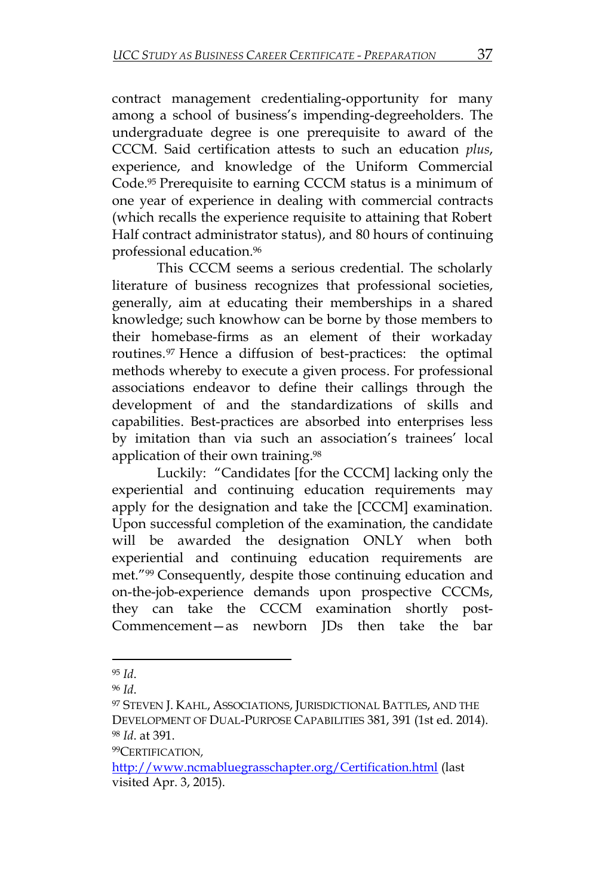contract management credentialing-opportunity for many among a school of business's impending-degreeholders. The undergraduate degree is one prerequisite to award of the CCCM. Said certification attests to such an education *plus*, experience, and knowledge of the Uniform Commercial Code.[95] Prerequisite to earning CCCM status is a minimum of one year of experience in dealing with commercial contracts (which recalls the experience requisite to attaining that Robert Half contract administrator status), and 80 hours of continuing professional education.[96]

This CCCM seems a serious credential. The scholarly literature of business recognizes that professional societies, generally, aim at educating their memberships in a shared knowledge; such knowhow can be borne by those members to their homebase-firms as an element of their workaday routines.[97] Hence a diffusion of best-practices: the optimal methods whereby to execute a given process. For professional associations endeavor to define their callings through the development of and the standardizations of skills and capabilities. Best-practices are absorbed into enterprises less by imitation than via such an association's trainees' local application of their own training.[98]

Luckily: "Candidates [for the CCCM] lacking only the experiential and continuing education requirements may apply for the designation and take the [CCCM] examination. Upon successful completion of the examination, the candidate will be awarded the designation ONLY when both experiential and continuing education requirements are met."[99] Consequently, despite those continuing education and on-the-job-experience demands upon prospective CCCMs, they can take the CCCM examination shortly post-Commencement—as newborn JDs then take the bar

---

[95] *Id.*

[96] *Id.*

[97] STEVEN J. KAHL, ASSOCIATIONS, JURISDICTIONAL BATTLES, AND THE DEVELOPMENT OF DUAL-PURPOSE CAPABILITIES 381, 391 (1st ed. 2014).

[98] *Id.* at 391.

[99] CERTIFICATION, http://www.ncmabluegrasschapter.org/Certification.html (last visited Apr. 3, 2015).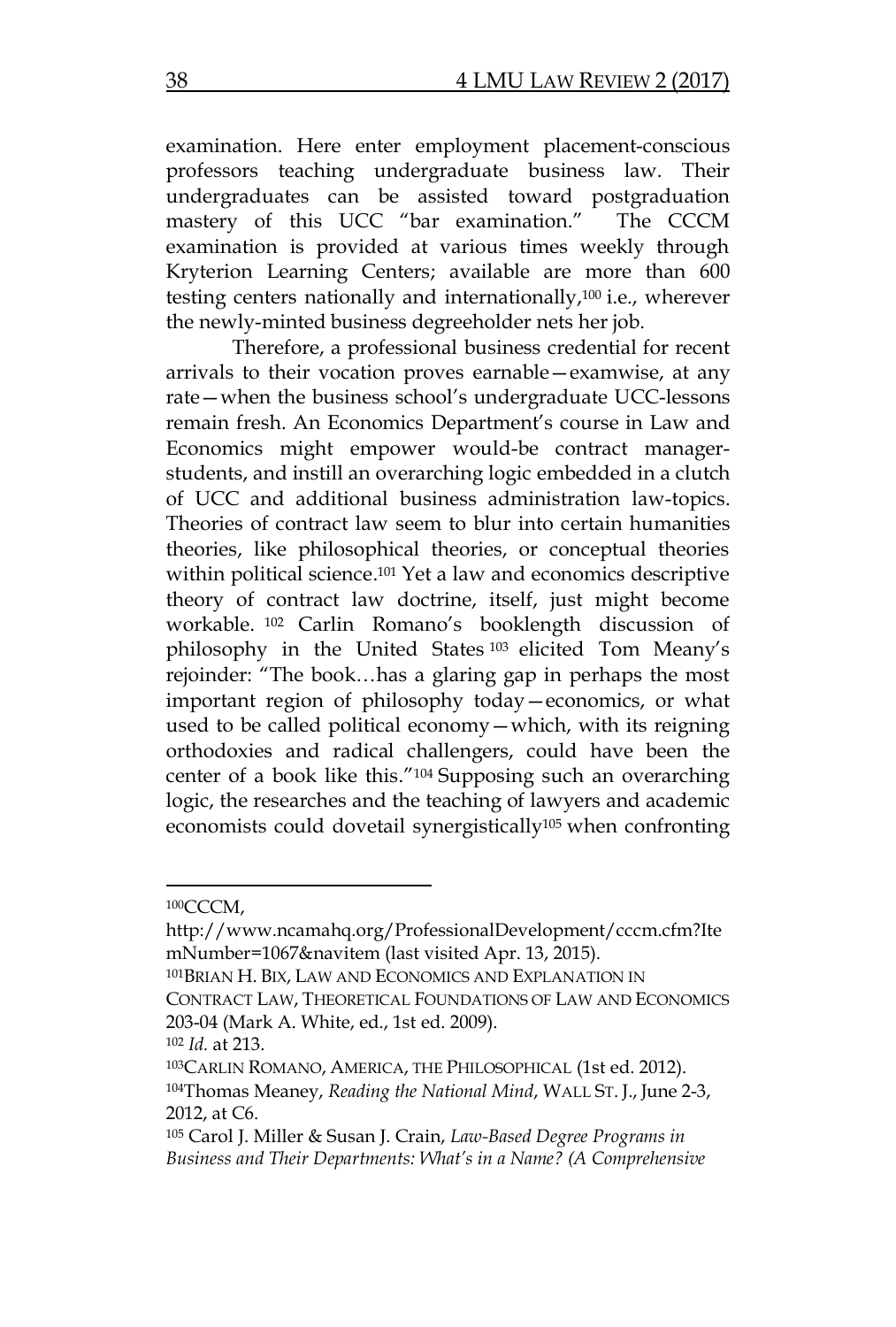examination. Here enter employment placement-conscious professors teaching undergraduate business law. Their undergraduates can be assisted toward postgraduation mastery of this UCC "bar examination." The CCCM examination is provided at various times weekly through Kryterion Learning Centers; available are more than 600 testing centers nationally and internationally,[100] i.e., wherever the newly-minted business degreeholder nets her job.

Therefore, a professional business credential for recent arrivals to their vocation proves earnable—examwise, at any rate—when the business school's undergraduate UCC-lessons remain fresh. An Economics Department's course in Law and Economics might empower would-be contract manager-students, and instill an overarching logic embedded in a clutch of UCC and additional business administration law-topics. Theories of contract law seem to blur into certain humanities theories, like philosophical theories, or conceptual theories within political science.[101] Yet a law and economics descriptive theory of contract law doctrine, itself, just might become workable.[102] Carlin Romano's booklength discussion of philosophy in the United States[103] elicited Tom Meany's rejoinder: "The book…has a glaring gap in perhaps the most important region of philosophy today—economics, or what used to be called political economy—which, with its reigning orthodoxies and radical challengers, could have been the center of a book like this."[104] Supposing such an overarching logic, the researches and the teaching of lawyers and academic economists could dovetail synergistically[105] when confronting

---

[100] CCCM, http://www.ncamahq.org/ProfessionalDevelopment/cccm.cfm?ItemNumber=1067&navitem (last visited Apr. 13, 2015).

[101] BRIAN H. BIX, LAW AND ECONOMICS AND EXPLANATION IN CONTRACT LAW, THEORETICAL FOUNDATIONS OF LAW AND ECONOMICS 203-04 (Mark A. White, ed., 1st ed. 2009).

[102] *Id.* at 213.

[103] CARLIN ROMANO, AMERICA, THE PHILOSOPHICAL (1st ed. 2012).

[104] Thomas Meaney, *Reading the National Mind*, WALL ST. J., June 2-3, 2012, at C6.

[105] Carol J. Miller & Susan J. Crain, *Law-Based Degree Programs in Business and Their Departments: What's in a Name? (A Comprehensive*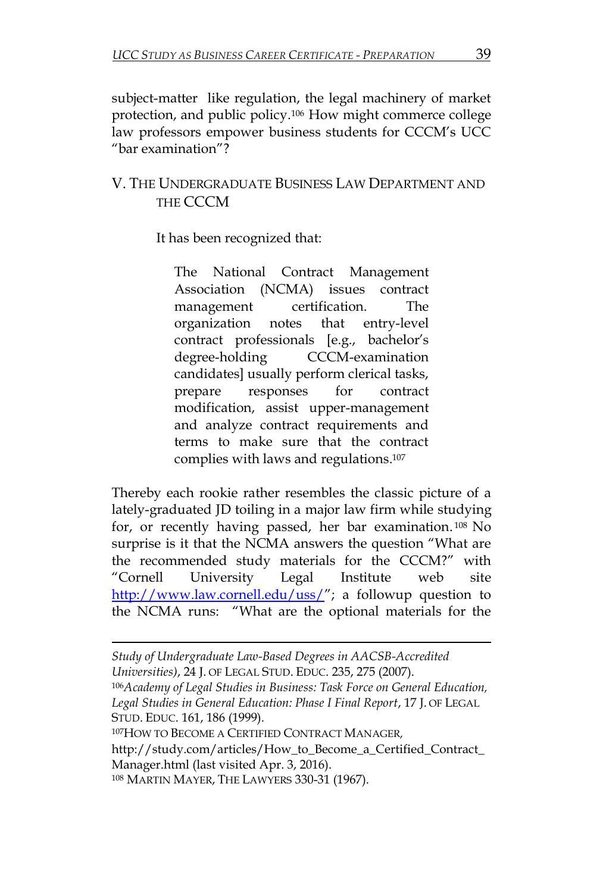subject-matter like regulation, the legal machinery of market protection, and public policy.[106] How might commerce college law professors empower business students for CCCM's UCC "bar examination"?

## V. THE UNDERGRADUATE BUSINESS LAW DEPARTMENT AND THE CCCM

It has been recognized that:

> The National Contract Management Association (NCMA) issues contract management certification. The organization notes that entry-level contract professionals [e.g., bachelor's degree-holding CCCM-examination candidates] usually perform clerical tasks, prepare responses for contract modification, assist upper-management and analyze contract requirements and terms to make sure that the contract complies with laws and regulations.[107]

Thereby each rookie rather resembles the classic picture of a lately-graduated JD toiling in a major law firm while studying for, or recently having passed, her bar examination.[108] No surprise is it that the NCMA answers the question "What are the recommended study materials for the CCCM?" with "Cornell University Legal Institute web site http://www.law.cornell.edu/uss/"; a followup question to the NCMA runs: "What are the optional materials for the

---

*Study of Undergraduate Law-Based Degrees in AACSB-Accredited Universities)*, 24 J. OF LEGAL STUD. EDUC. 235, 275 (2007).

[106] *Academy of Legal Studies in Business: Task Force on General Education, Legal Studies in General Education: Phase I Final Report*, 17 J. OF LEGAL STUD. EDUC. 161, 186 (1999).

[107] HOW TO BECOME A CERTIFIED CONTRACT MANAGER, http://study.com/articles/How_to_Become_a_Certified_Contract_Manager.html (last visited Apr. 3, 2016).

[108] MARTIN MAYER, THE LAWYERS 330-31 (1967).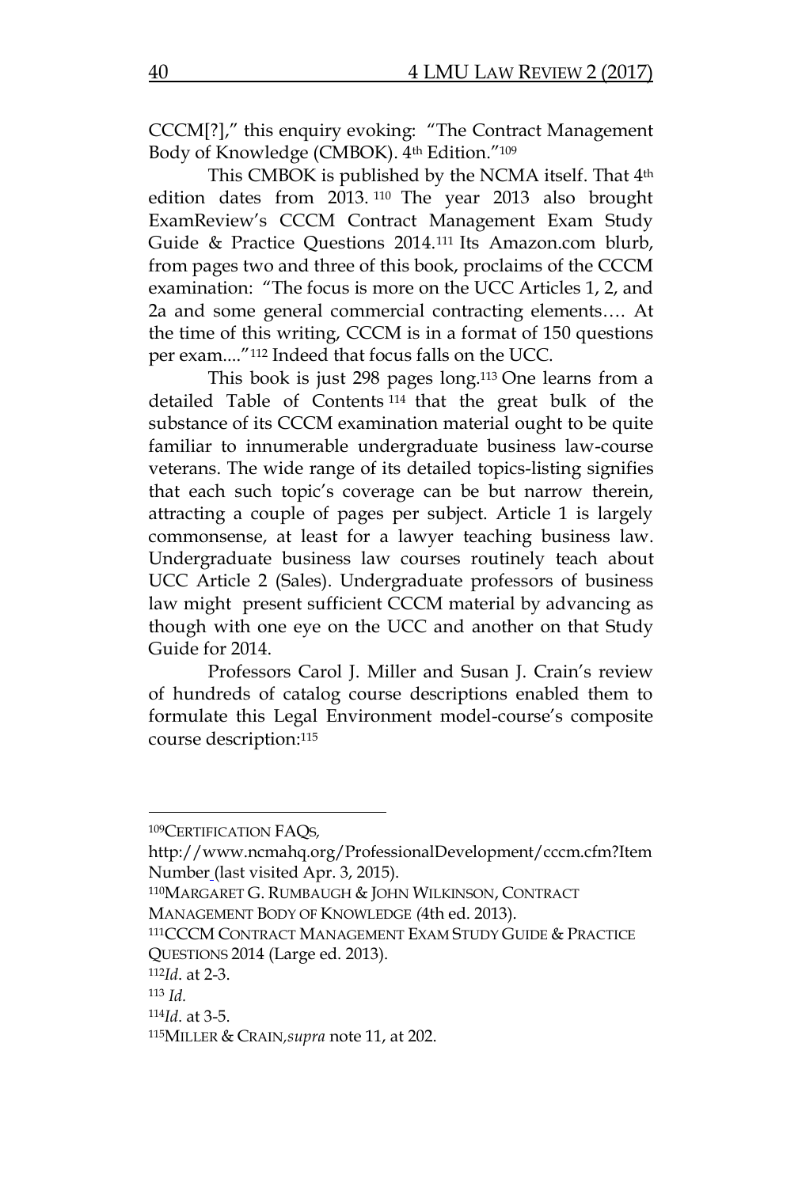CCCM[?]," this enquiry evoking: "The Contract Management Body of Knowledge (CMBOK). 4th Edition."[109]

This CMBOK is published by the NCMA itself. That 4th edition dates from 2013.[110] The year 2013 also brought ExamReview's CCCM Contract Management Exam Study Guide & Practice Questions 2014.[111] Its Amazon.com blurb, from pages two and three of this book, proclaims of the CCCM examination: "The focus is more on the UCC Articles 1, 2, and 2a and some general commercial contracting elements…. At the time of this writing, CCCM is in a format of 150 questions per exam...."[112] Indeed that focus falls on the UCC.

This book is just 298 pages long.[113] One learns from a detailed Table of Contents[114] that the great bulk of the substance of its CCCM examination material ought to be quite familiar to innumerable undergraduate business law-course veterans. The wide range of its detailed topics-listing signifies that each such topic's coverage can be but narrow therein, attracting a couple of pages per subject. Article 1 is largely commonsense, at least for a lawyer teaching business law. Undergraduate business law courses routinely teach about UCC Article 2 (Sales). Undergraduate professors of business law might present sufficient CCCM material by advancing as though with one eye on the UCC and another on that Study Guide for 2014.

Professors Carol J. Miller and Susan J. Crain's review of hundreds of catalog course descriptions enabled them to formulate this Legal Environment model-course's composite course description:[115]

---

[109] CERTIFICATION FAQS, http://www.ncmahq.org/ProfessionalDevelopment/cccm.cfm?ItemNumber (last visited Apr. 3, 2015).

[110] MARGARET G. RUMBAUGH & JOHN WILKINSON, CONTRACT MANAGEMENT BODY OF KNOWLEDGE (4th ed. 2013).

[111] CCCM CONTRACT MANAGEMENT EXAM STUDY GUIDE & PRACTICE QUESTIONS 2014 (Large ed. 2013).

[112] *Id*. at 2-3.

[113] *Id*.

[114] *Id*. at 3-5.

[115] MILLER & CRAIN, *supra* note 11, at 202.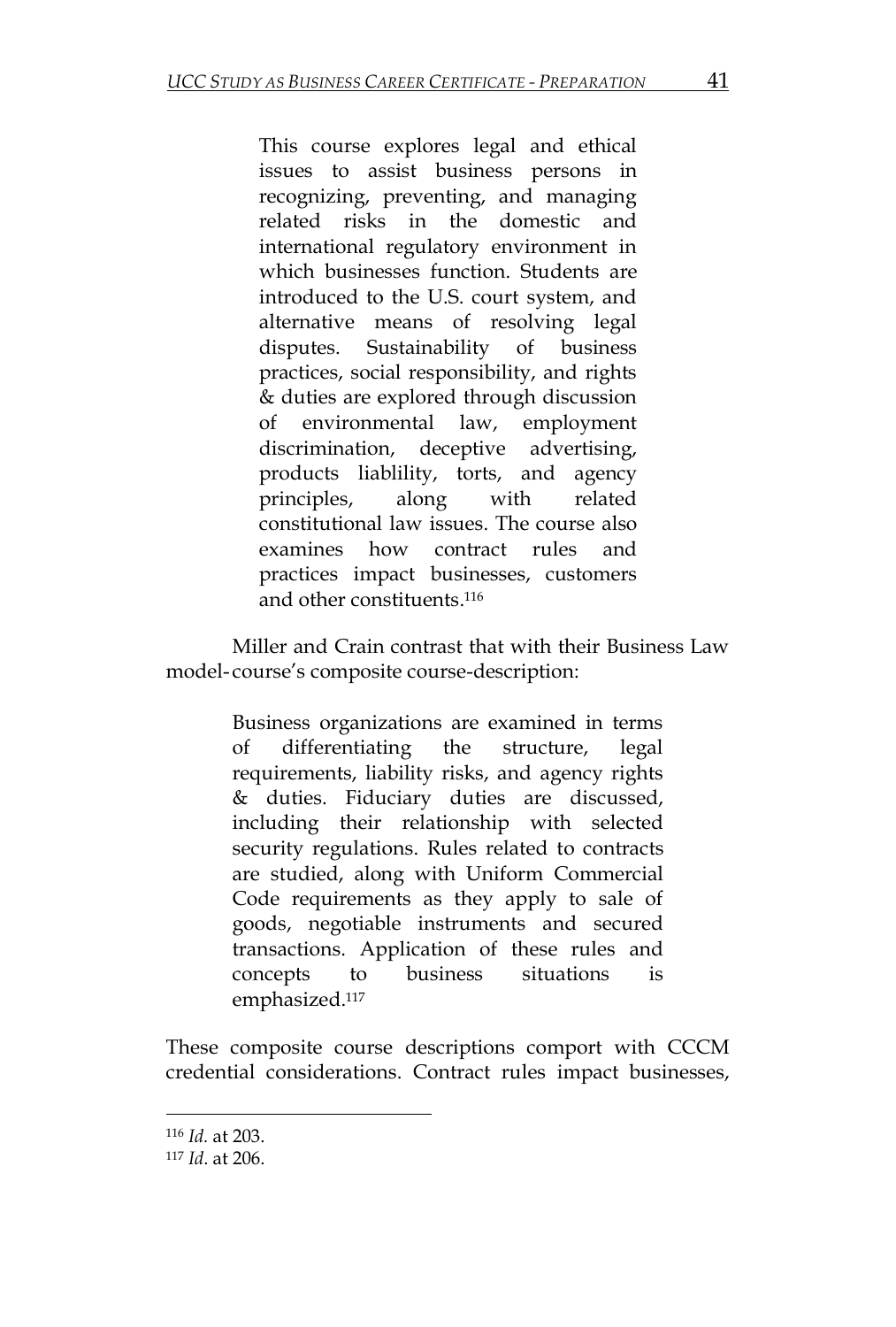> This course explores legal and ethical issues to assist business persons in recognizing, preventing, and managing related risks in the domestic and international regulatory environment in which businesses function. Students are introduced to the U.S. court system, and alternative means of resolving legal disputes. Sustainability of business practices, social responsibility, and rights & duties are explored through discussion of environmental law, employment discrimination, deceptive advertising, products liablility, torts, and agency principles, along with related constitutional law issues. The course also examines how contract rules and practices impact businesses, customers and other constituents.[116]

Miller and Crain contrast that with their Business Law model-course's composite course-description:

> Business organizations are examined in terms of differentiating the structure, legal requirements, liability risks, and agency rights & duties. Fiduciary duties are discussed, including their relationship with selected security regulations. Rules related to contracts are studied, along with Uniform Commercial Code requirements as they apply to sale of goods, negotiable instruments and secured transactions. Application of these rules and concepts to business situations is emphasized.[117]

These composite course descriptions comport with CCCM credential considerations. Contract rules impact businesses,

---

[116] *Id.* at 203.

[117] *Id*. at 206.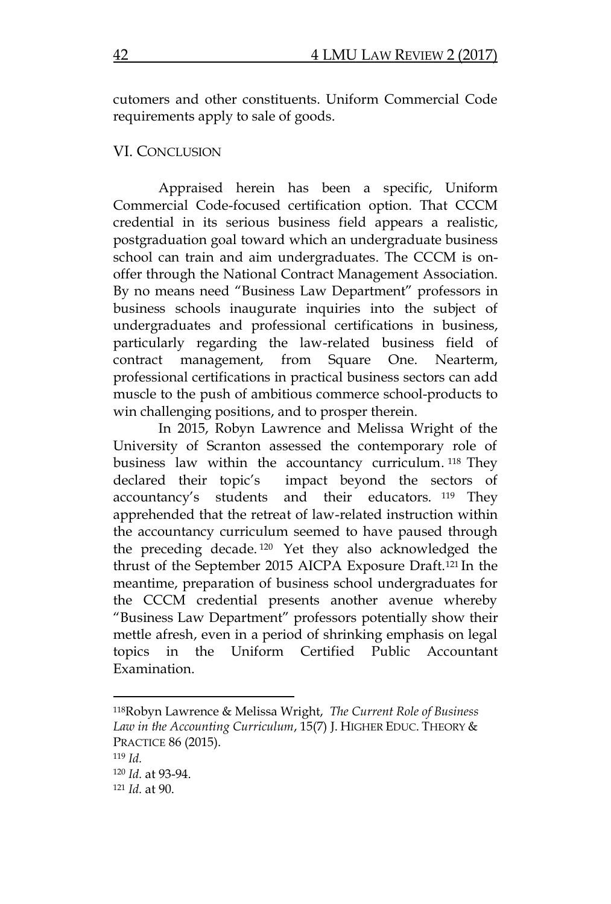cutomers and other constituents. Uniform Commercial Code requirements apply to sale of goods.

## VI. CONCLUSION

Appraised herein has been a specific, Uniform Commercial Code-focused certification option. That CCCM credential in its serious business field appears a realistic, postgraduation goal toward which an undergraduate business school can train and aim undergraduates. The CCCM is on-offer through the National Contract Management Association. By no means need "Business Law Department" professors in business schools inaugurate inquiries into the subject of undergraduates and professional certifications in business, particularly regarding the law-related business field of contract management, from Square One. Nearterm, professional certifications in practical business sectors can add muscle to the push of ambitious commerce school-products to win challenging positions, and to prosper therein.

In 2015, Robyn Lawrence and Melissa Wright of the University of Scranton assessed the contemporary role of business law within the accountancy curriculum.[118] They declared their topic's impact beyond the sectors of accountancy's students and their educators.[119] They apprehended that the retreat of law-related instruction within the accountancy curriculum seemed to have paused through the preceding decade.[120] Yet they also acknowledged the thrust of the September 2015 AICPA Exposure Draft.[121] In the meantime, preparation of business school undergraduates for the CCCM credential presents another avenue whereby "Business Law Department" professors potentially show their mettle afresh, even in a period of shrinking emphasis on legal topics in the Uniform Certified Public Accountant Examination.

---

[118] Robyn Lawrence & Melissa Wright, *The Current Role of Business Law in the Accounting Curriculum*, 15(7) J. HIGHER EDUC. THEORY & PRACTICE 86 (2015).

[119] *Id.*

[120] *Id.* at 93-94.

[121] *Id.* at 90.